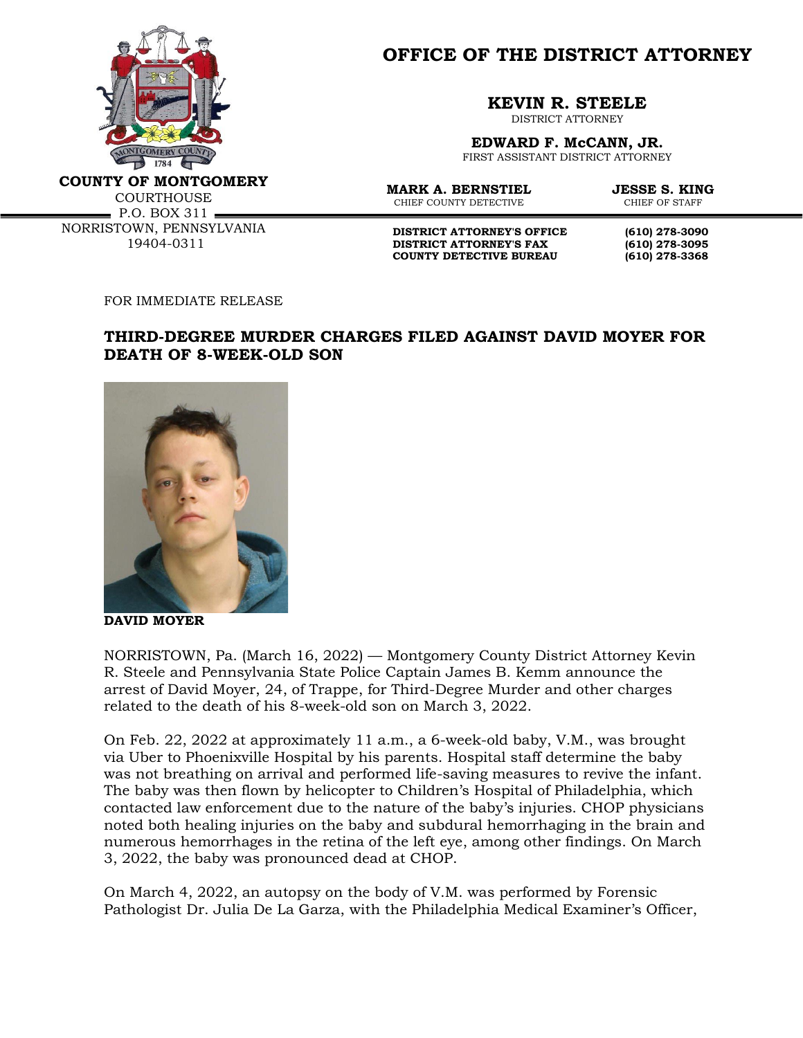# OFFICE OF THE DISTRICT ATTORNEY

**COUNTY OF MONTGOMERY**
COURTHOUSE
P.O. BOX 311
NORRISTOWN, PENNSYLVANIA
19404-0311

**KEVIN R. STEELE**
DISTRICT ATTORNEY

**EDWARD F. McCANN, JR.**
FIRST ASSISTANT DISTRICT ATTORNEY

**MARK A. BERNSTIEL**
CHIEF COUNTY DETECTIVE

**JESSE S. KING**
CHIEF OF STAFF

| | |
|---|---|
| **DISTRICT ATTORNEY'S OFFICE** | **(610) 278-3090** |
| **DISTRICT ATTORNEY'S FAX** | **(610) 278-3095** |
| **COUNTY DETECTIVE BUREAU** | **(610) 278-3368** |

FOR IMMEDIATE RELEASE

## THIRD-DEGREE MURDER CHARGES FILED AGAINST DAVID MOYER FOR DEATH OF 8-WEEK-OLD SON

**DAVID MOYER**

NORRISTOWN, Pa. (March 16, 2022) — Montgomery County District Attorney Kevin R. Steele and Pennsylvania State Police Captain James B. Kemm announce the arrest of David Moyer, 24, of Trappe, for Third-Degree Murder and other charges related to the death of his 8-week-old son on March 3, 2022.

On Feb. 22, 2022 at approximately 11 a.m., a 6-week-old baby, V.M., was brought via Uber to Phoenixville Hospital by his parents. Hospital staff determine the baby was not breathing on arrival and performed life-saving measures to revive the infant. The baby was then flown by helicopter to Children's Hospital of Philadelphia, which contacted law enforcement due to the nature of the baby's injuries. CHOP physicians noted both healing injuries on the baby and subdural hemorrhaging in the brain and numerous hemorrhages in the retina of the left eye, among other findings. On March 3, 2022, the baby was pronounced dead at CHOP.

On March 4, 2022, an autopsy on the body of V.M. was performed by Forensic Pathologist Dr. Julia De La Garza, with the Philadelphia Medical Examiner's Officer,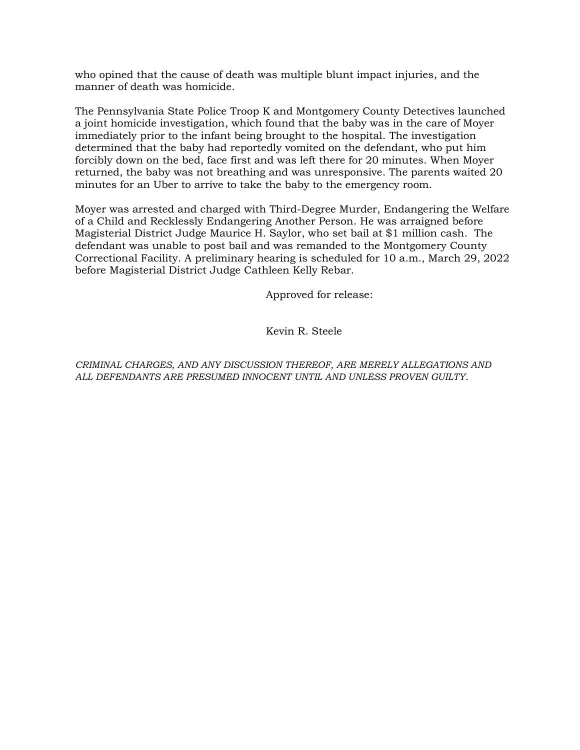who opined that the cause of death was multiple blunt impact injuries, and the manner of death was homicide.

The Pennsylvania State Police Troop K and Montgomery County Detectives launched a joint homicide investigation, which found that the baby was in the care of Moyer immediately prior to the infant being brought to the hospital. The investigation determined that the baby had reportedly vomited on the defendant, who put him forcibly down on the bed, face first and was left there for 20 minutes. When Moyer returned, the baby was not breathing and was unresponsive. The parents waited 20 minutes for an Uber to arrive to take the baby to the emergency room.

Moyer was arrested and charged with Third-Degree Murder, Endangering the Welfare of a Child and Recklessly Endangering Another Person. He was arraigned before Magisterial District Judge Maurice H. Saylor, who set bail at $1 million cash. The defendant was unable to post bail and was remanded to the Montgomery County Correctional Facility. A preliminary hearing is scheduled for 10 a.m., March 29, 2022 before Magisterial District Judge Cathleen Kelly Rebar.

Approved for release:

Kevin R. Steele

*CRIMINAL CHARGES, AND ANY DISCUSSION THEREOF, ARE MERELY ALLEGATIONS AND ALL DEFENDANTS ARE PRESUMED INNOCENT UNTIL AND UNLESS PROVEN GUILTY.*